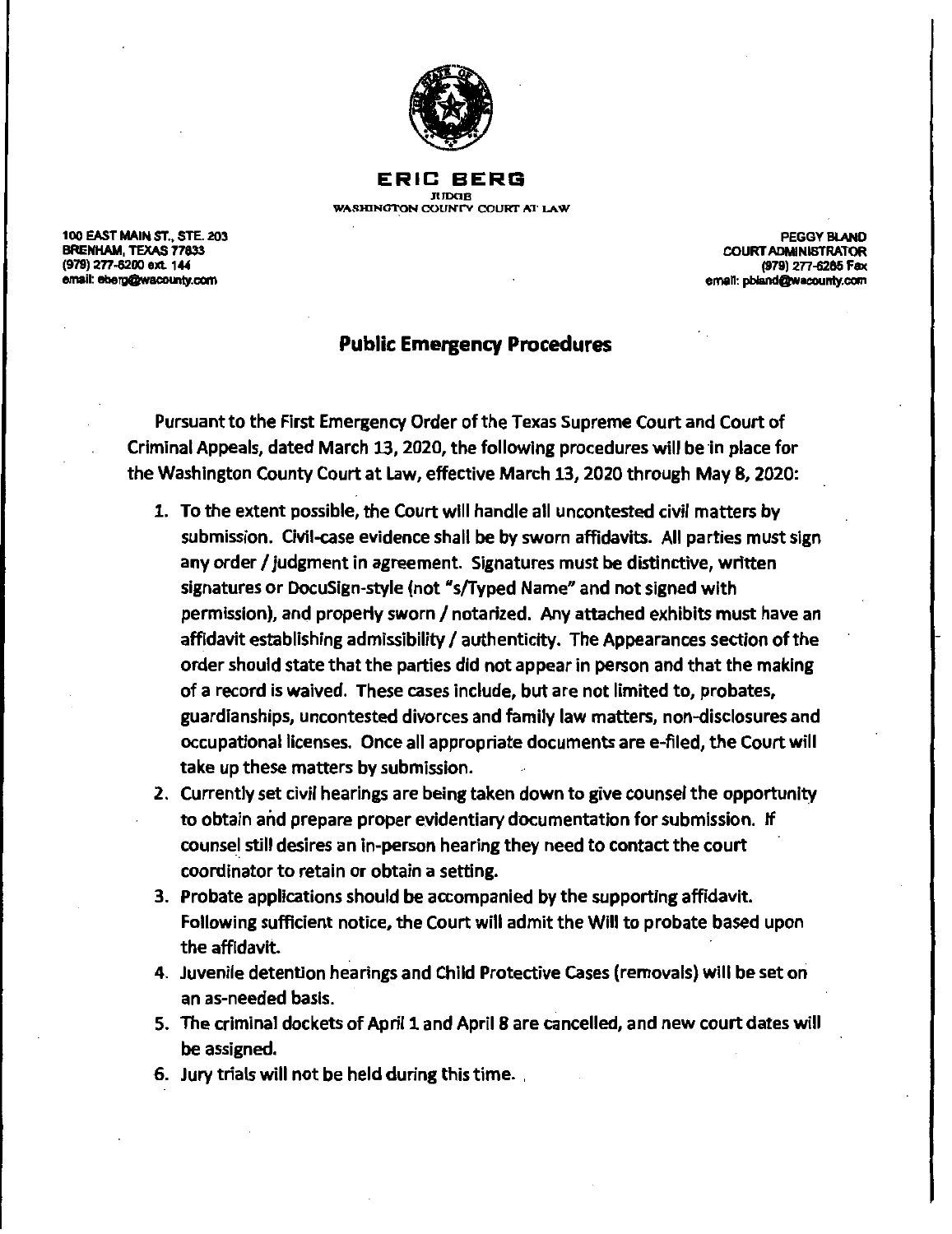**ERIC BERG**
JUDGE
WASHINGTON COUNTY COURT AT LAW

100 EAST MAIN ST., STE. 203
BRENHAM, TEXAS 77833
(979) 277-6200 ext. 144
email: eberg@wacounty.com

PEGGY BLAND
COURT ADMINISTRATOR
(979) 277-6285 Fax
email: pbland@wacounty.com

## Public Emergency Procedures

Pursuant to the First Emergency Order of the Texas Supreme Court and Court of Criminal Appeals, dated March 13, 2020, the following procedures will be in place for the Washington County Court at Law, effective March 13, 2020 through May 8, 2020:

1. To the extent possible, the Court will handle all uncontested civil matters by submission. Civil-case evidence shall be by sworn affidavits. All parties must sign any order / judgment in agreement. Signatures must be distinctive, written signatures or DocuSign-style (not "s/Typed Name" and not signed with permission), and properly sworn / notarized. Any attached exhibits must have an affidavit establishing admissibility / authenticity. The Appearances section of the order should state that the parties did not appear in person and that the making of a record is waived. These cases include, but are not limited to, probates, guardianships, uncontested divorces and family law matters, non-disclosures and occupational licenses. Once all appropriate documents are e-filed, the Court will take up these matters by submission.
2. Currently set civil hearings are being taken down to give counsel the opportunity to obtain and prepare proper evidentiary documentation for submission. If counsel still desires an in-person hearing they need to contact the court coordinator to retain or obtain a setting.
3. Probate applications should be accompanied by the supporting affidavit. Following sufficient notice, the Court will admit the Will to probate based upon the affidavit.
4. Juvenile detention hearings and Child Protective Cases (removals) will be set on an as-needed basis.
5. The criminal dockets of April 1 and April 8 are cancelled, and new court dates will be assigned.
6. Jury trials will not be held during this time.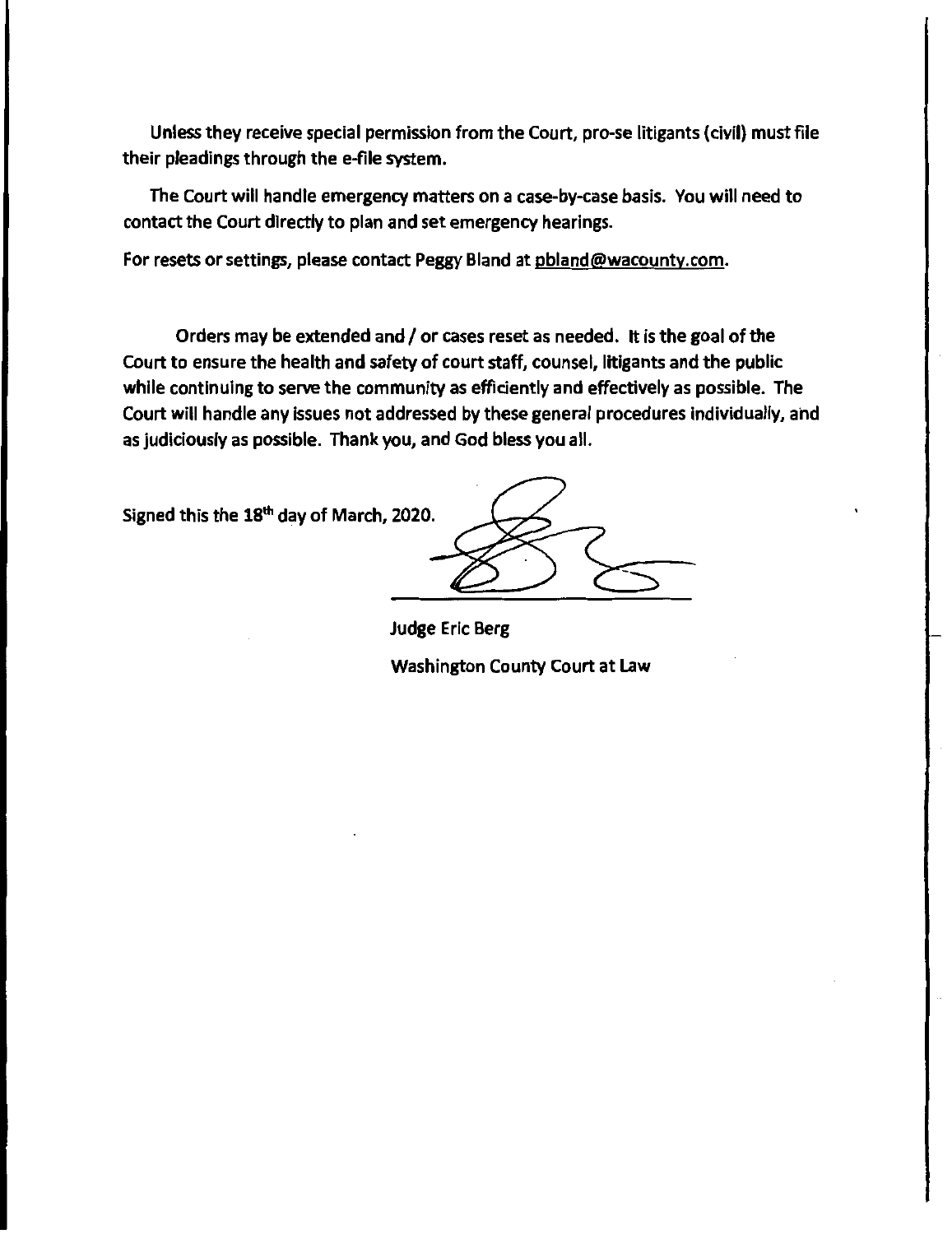Unless they receive special permission from the Court, pro-se litigants (civil) must file their pleadings through the e-file system.

The Court will handle emergency matters on a case-by-case basis. You will need to contact the Court directly to plan and set emergency hearings.

For resets or settings, please contact Peggy Bland at pbland@wacounty.com.

Orders may be extended and / or cases reset as needed. It is the goal of the Court to ensure the health and safety of court staff, counsel, litigants and the public while continuing to serve the community as efficiently and effectively as possible. The Court will handle any issues not addressed by these general procedures individually, and as judiciously as possible. Thank you, and God bless you all.

Signed this the 18th day of March, 2020.

Judge Eric Berg

Washington County Court at Law